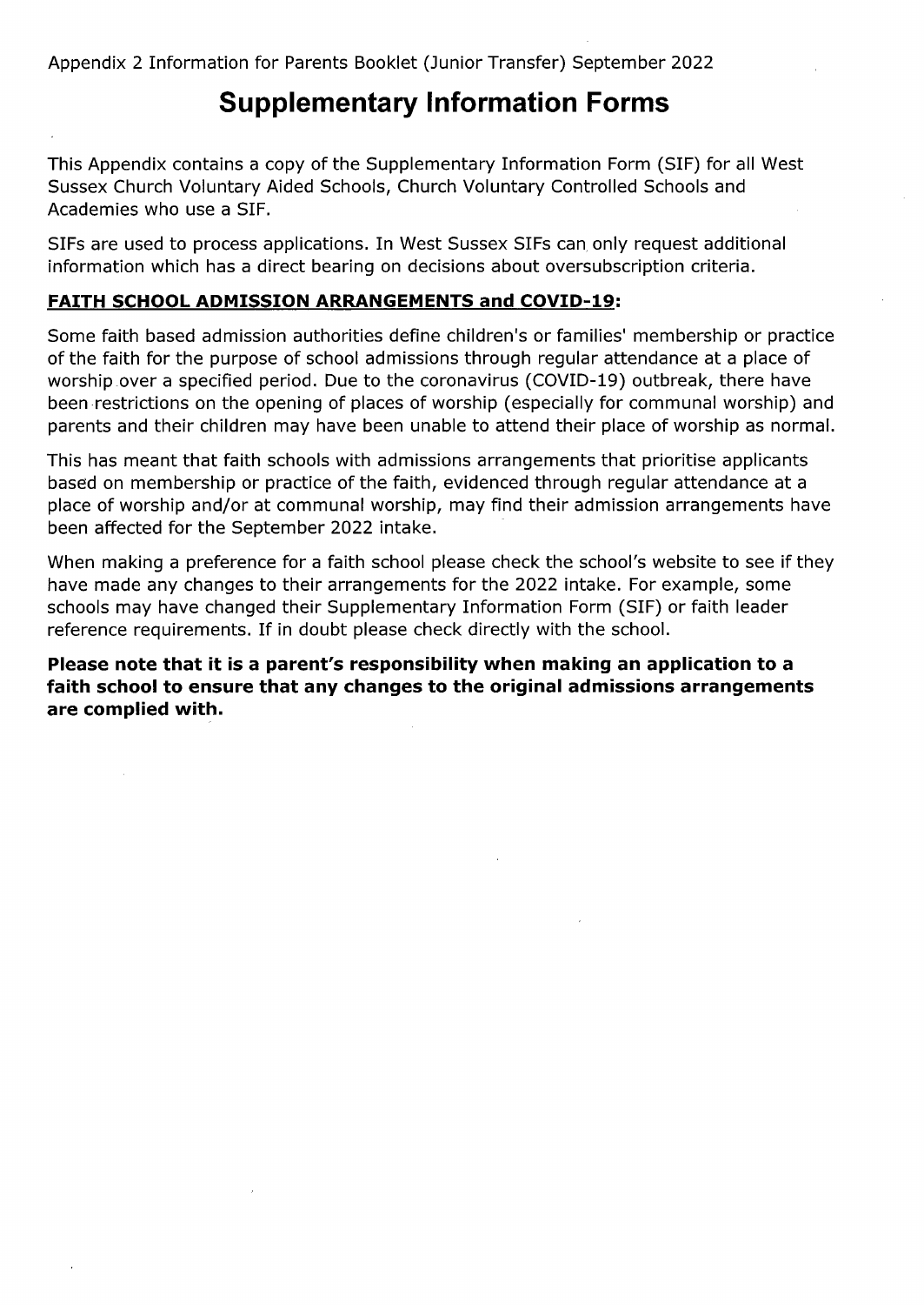Appendix 2 Information for Parents Booklet (Junior Transfer) September 2022

# Supplementary Information Forms

This Appendix contains a copy of the Supplementary Information Form (SIF) for all West Sussex Church Voluntary Aided Schools, Church Voluntary Controlled Schools and Academies who use a SIF.

SIFs are used to process applications. In West Sussex SIFs can only request additional information which has a direct bearing on decisions about oversubscription criteria.

## FAITH SCHOOL ADMISSION ARRANGEMENTS and COVID-19:

Some faith based admission authorities define children's or families' membership or practice of the faith for the purpose of school admissions through regular attendance at a place of worship over a specified period. Due to the coronavirus (COVID-19) outbreak, there have been restrictions on the opening of places of worship (especially for communal worship) and parents and their children may have been unable to attend their place of worship as normal.

This has meant that faith schools with admissions arrangements that prioritise applicants based on membership or practice of the faith, evidenced through regular attendance at a place of worship and/or at communal worship, may find their admission arrangements have been affected for the September 2022 intake.

When making a preference for a faith school please check the school's website to see if they have made any changes to their arrangements for the 2022 intake. For example, some schools may have changed their Supplementary Information Form (SIF) or faith leader reference requirements. If in doubt please check directly with the school.

**Please note that it is a parent's responsibility when making an application to a faith school to ensure that any changes to the original admissions arrangements are complied with.**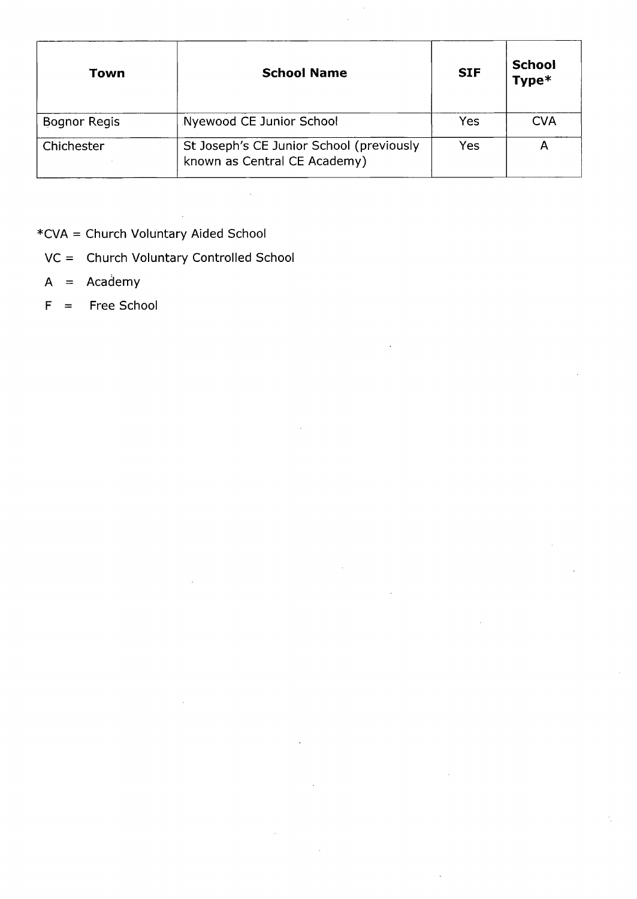| Town | School Name | SIF | School Type* |
|---|---|---|---|
| Bognor Regis | Nyewood CE Junior School | Yes | CVA |
| Chichester | St Joseph's CE Junior School (previously known as Central CE Academy) | Yes | A |

*CVA = Church Voluntary Aided School

VC = Church Voluntary Controlled School

A = Academy

F = Free School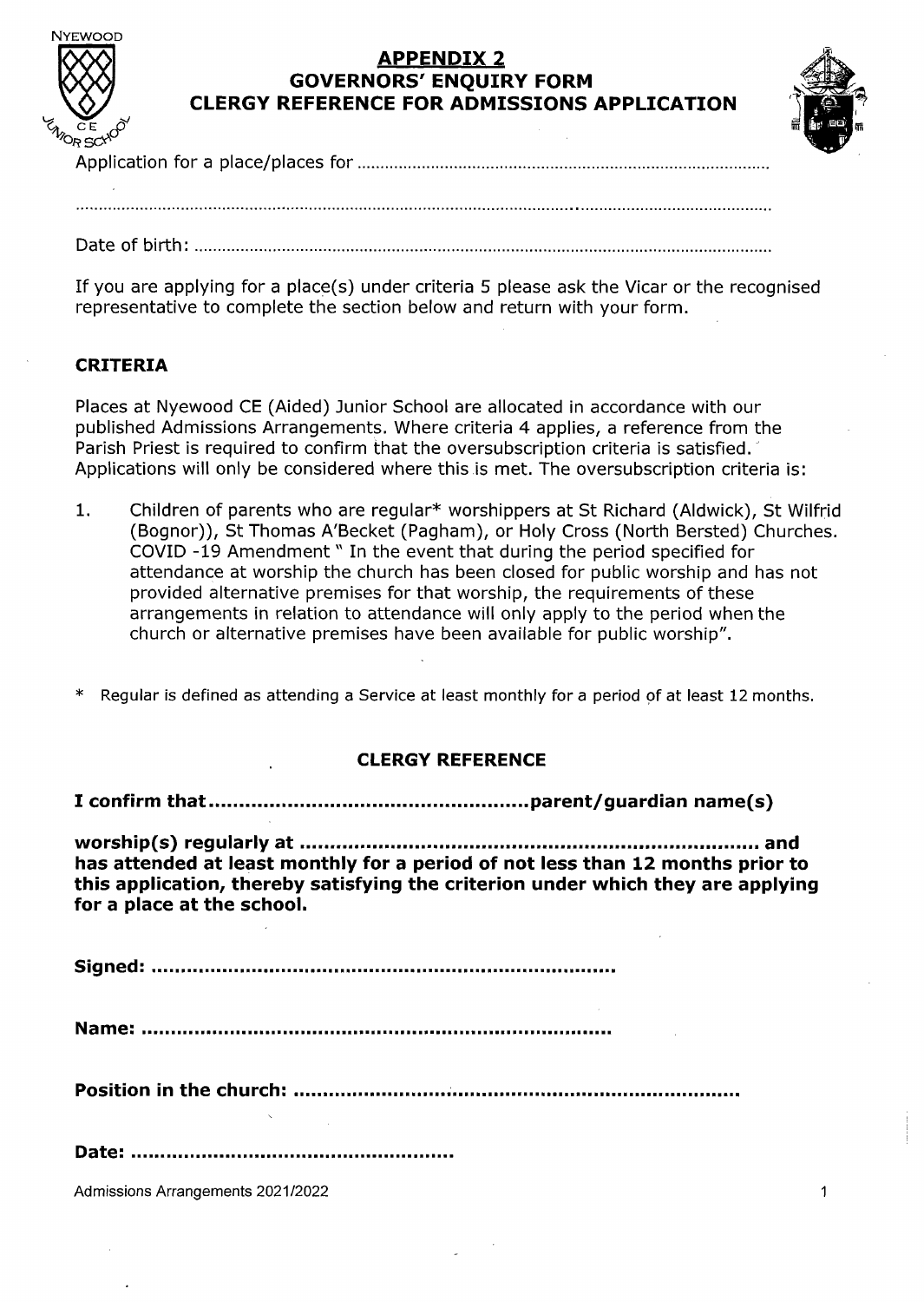NYEWOOD CE JUNIOR SCHOOL

## APPENDIX 2
## GOVERNORS' ENQUIRY FORM
## CLERGY REFERENCE FOR ADMISSIONS APPLICATION

Application for a place/places for ..........................................................................................

..........................................................................................................................................

Date of birth: ..............................................................................................................................

If you are applying for a place(s) under criteria 5 please ask the Vicar or the recognised representative to complete the section below and return with your form.

### CRITERIA

Places at Nyewood CE (Aided) Junior School are allocated in accordance with our published Admissions Arrangements. Where criteria 4 applies, a reference from the Parish Priest is required to confirm that the oversubscription criteria is satisfied. Applications will only be considered where this is met. The oversubscription criteria is:

1. Children of parents who are regular* worshippers at St Richard (Aldwick), St Wilfrid (Bognor)), St Thomas A'Becket (Pagham), or Holy Cross (North Bersted) Churches. COVID -19 Amendment " In the event that during the period specified for attendance at worship the church has been closed for public worship and has not provided alternative premises for that worship, the requirements of these arrangements in relation to attendance will only apply to the period when the church or alternative premises have been available for public worship".

\* Regular is defined as attending a Service at least monthly for a period of at least 12 months.

### CLERGY REFERENCE

**I confirm that..................................................parent/guardian name(s)**

**worship(s) regularly at ........................................................................ and has attended at least monthly for a period of not less than 12 months prior to this application, thereby satisfying the criterion under which they are applying for a place at the school.**

**Signed: ............................................................................**

**Name: .............................................................................**

**Position in the church: .........................................................................**

**Date: .....................................................**

Admissions Arrangements 2021/2022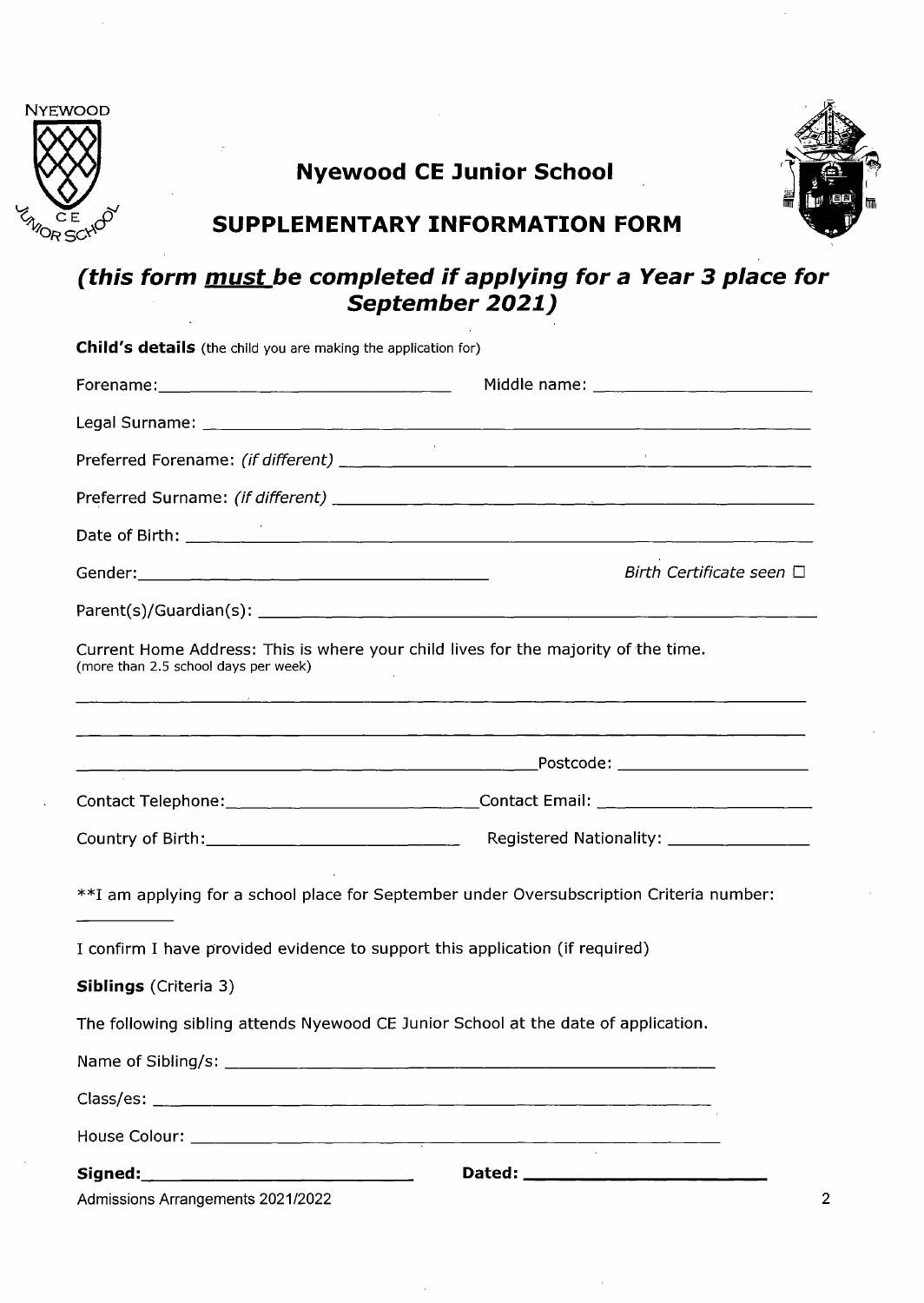NYEWOOD CE JUNIOR SCHOOL

# Nyewood CE Junior School

## SUPPLEMENTARY INFORMATION FORM

### *(this form must be completed if applying for a Year 3 place for September 2021)*

**Child's details** (the child you are making the application for)

Forename: ______________________ Middle name: ______________________

Legal Surname: ______________________________________________

Preferred Forename: *(if different)* ______________________________________

Preferred Surname: *(if different)* ______________________________________

Date of Birth: ______________________________________________

Gender: ______________________________ *Birth Certificate seen* ☐

Parent(s)/Guardian(s): ______________________________________

Current Home Address: This is where your child lives for the majority of the time. (more than 2.5 school days per week)

______________________________________________

______________________________________________

______________________________________ Postcode: ______________________

Contact Telephone: ______________________ Contact Email: ______________________

Country of Birth: ______________________ Registered Nationality: ______________________

**I am applying for a school place for September under Oversubscription Criteria number: __________

I confirm I have provided evidence to support this application (if required)

**Siblings** (Criteria 3)

The following sibling attends Nyewood CE Junior School at the date of application.

Name of Sibling/s: ______________________________________

Class/es: ______________________________________

House Colour: ______________________________________

**Signed:** ______________________ **Dated:** ______________________

Admissions Arrangements 2021/2022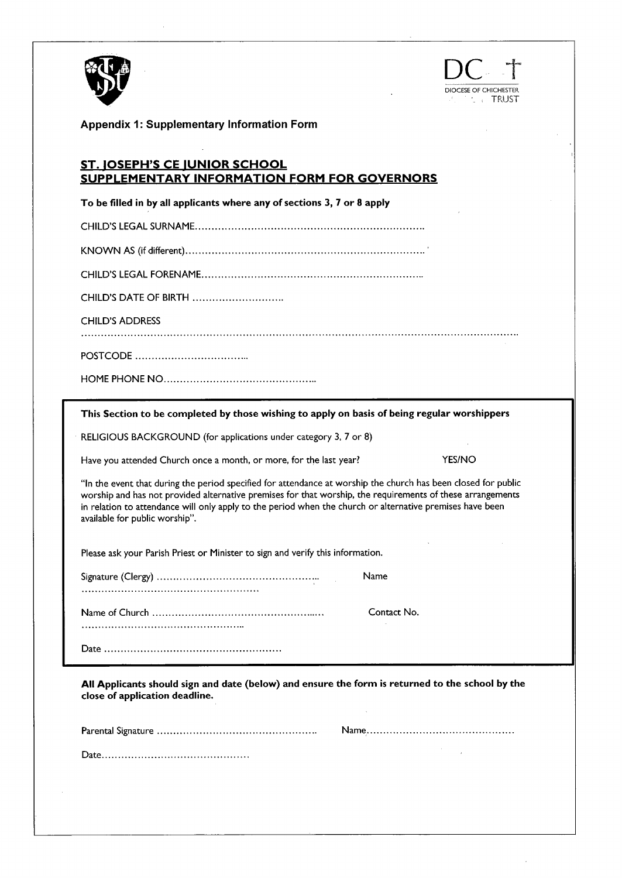DIOCESE OF CHICHESTER TRUST

**Appendix 1: Supplementary Information Form**

## ST. JOSEPH'S CE JUNIOR SCHOOL
## SUPPLEMENTARY INFORMATION FORM FOR GOVERNORS

**To be filled in by all applicants where any of sections 3, 7 or 8 apply**

CHILD'S LEGAL SURNAME.....................................................................

KNOWN AS (if different).......................................................................

CHILD'S LEGAL FORENAME.................................................................

CHILD'S DATE OF BIRTH ............................

CHILD'S ADDRESS

.........................................................................................................................

POSTCODE ..................................

HOME PHONE NO..............................................

**This Section to be completed by those wishing to apply on basis of being regular worshippers**

RELIGIOUS BACKGROUND (for applications under category 3, 7 or 8)

Have you attended Church once a month, or more, for the last year? YES/NO

"In the event that during the period specified for attendance at worship the church has been closed for public worship and has not provided alternative premises for that worship, the requirements of these arrangements in relation to attendance will only apply to the period when the church or alternative premises have been available for public worship".

Please ask your Parish Priest or Minister to sign and verify this information.

Signature (Clergy) ................................................ Name ....................................................

Name of Church ................................................ Contact No. ................................................

Date .....................................................

**All Applicants should sign and date (below) and ensure the form is returned to the school by the close of application deadline.**

Parental Signature ................................................ Name............................................

Date............................................